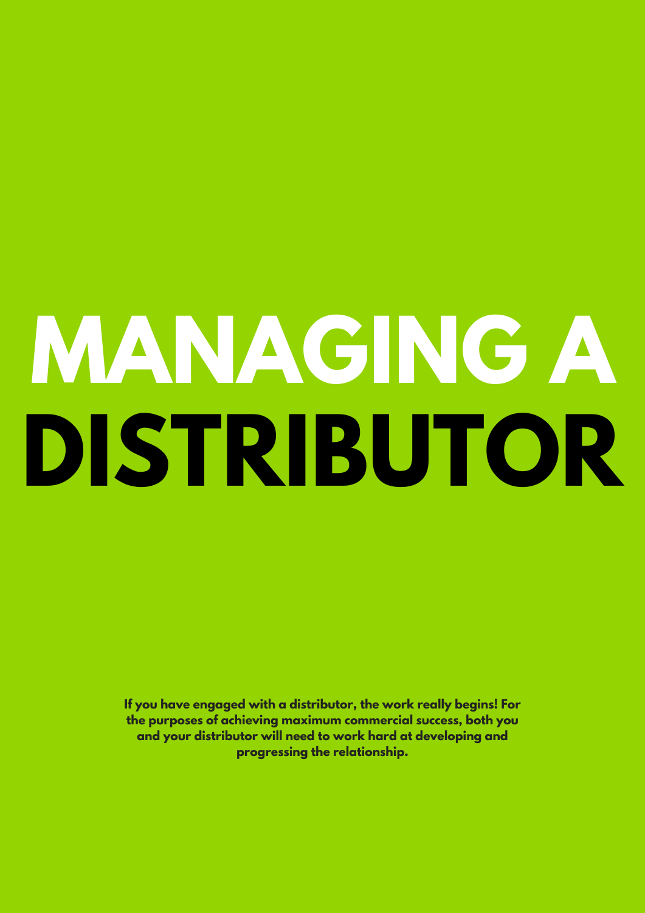# MANAGING A DISTRIBUTOR

**If you have engaged with a distributor, the work really begins! For the purposes of achieving maximum commercial success, both you and your distributor will need to work hard at developing and progressing the relationship.**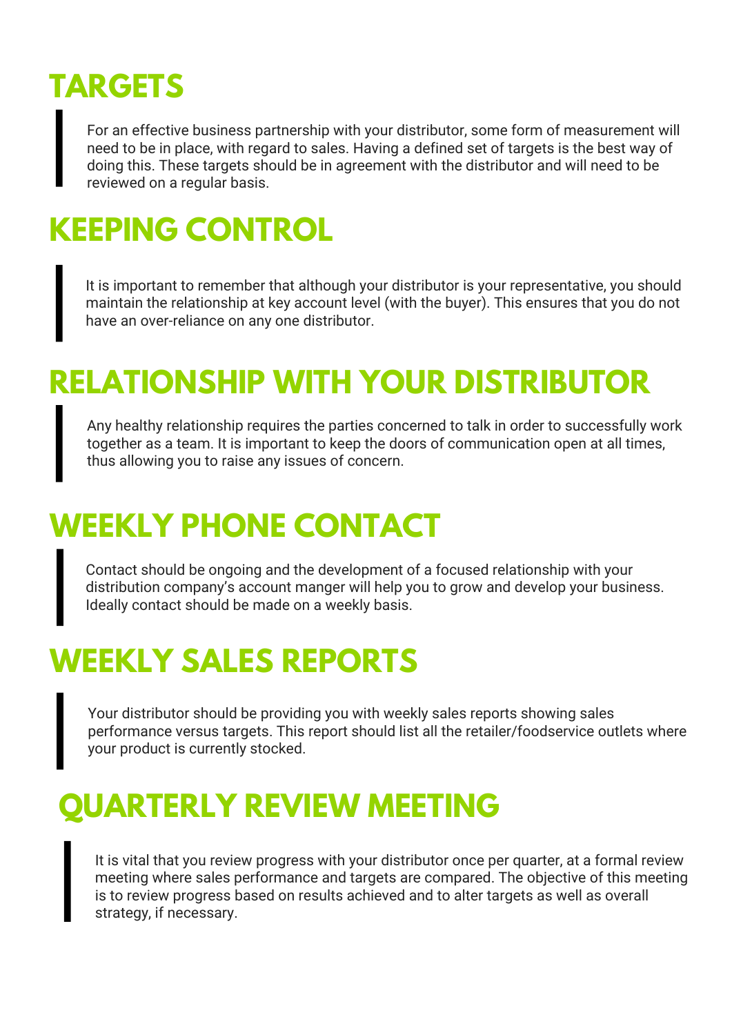## TARGETS

For an effective business partnership with your distributor, some form of measurement will need to be in place, with regard to sales. Having a defined set of targets is the best way of doing this. These targets should be in agreement with the distributor and will need to be reviewed on a regular basis.

## KEEPING CONTROL

It is important to remember that although your distributor is your representative, you should maintain the relationship at key account level (with the buyer). This ensures that you do not have an over-reliance on any one distributor.

## RELATIONSHIP WITH YOUR DISTRIBUTOR

Any healthy relationship requires the parties concerned to talk in order to successfully work together as a team. It is important to keep the doors of communication open at all times, thus allowing you to raise any issues of concern.

## WEEKLY PHONE CONTACT

Contact should be ongoing and the development of a focused relationship with your distribution company's account manger will help you to grow and develop your business. Ideally contact should be made on a weekly basis.

## WEEKLY SALES REPORTS

Your distributor should be providing you with weekly sales reports showing sales performance versus targets. This report should list all the retailer/foodservice outlets where your product is currently stocked.

## QUARTERLY REVIEW MEETING

It is vital that you review progress with your distributor once per quarter, at a formal review meeting where sales performance and targets are compared. The objective of this meeting is to review progress based on results achieved and to alter targets as well as overall strategy, if necessary.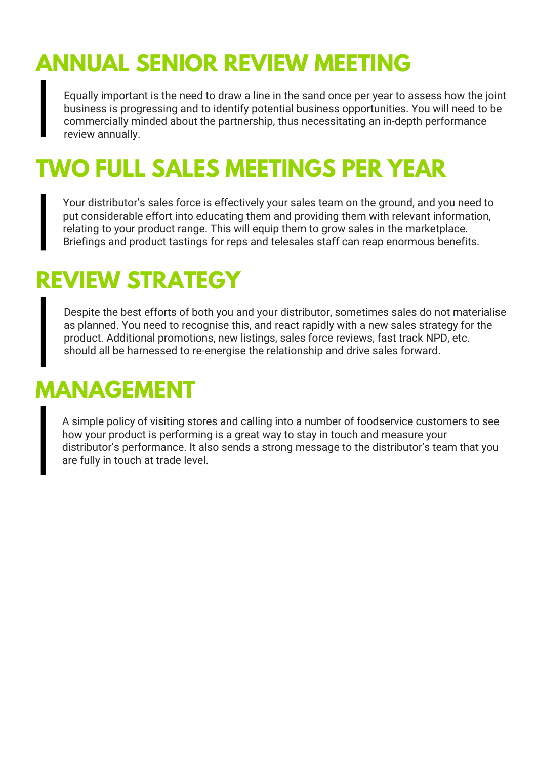## ANNUAL SENIOR REVIEW MEETING

Equally important is the need to draw a line in the sand once per year to assess how the joint business is progressing and to identify potential business opportunities. You will need to be commercially minded about the partnership, thus necessitating an in-depth performance review annually.

## TWO FULL SALES MEETINGS PER YEAR

Your distributor's sales force is effectively your sales team on the ground, and you need to put considerable effort into educating them and providing them with relevant information, relating to your product range. This will equip them to grow sales in the marketplace. Briefings and product tastings for reps and telesales staff can reap enormous benefits.

## REVIEW STRATEGY

Despite the best efforts of both you and your distributor, sometimes sales do not materialise as planned. You need to recognise this, and react rapidly with a new sales strategy for the product. Additional promotions, new listings, sales force reviews, fast track NPD, etc. should all be harnessed to re-energise the relationship and drive sales forward.

## MANAGEMENT

A simple policy of visiting stores and calling into a number of foodservice customers to see how your product is performing is a great way to stay in touch and measure your distributor's performance. It also sends a strong message to the distributor's team that you are fully in touch at trade level.